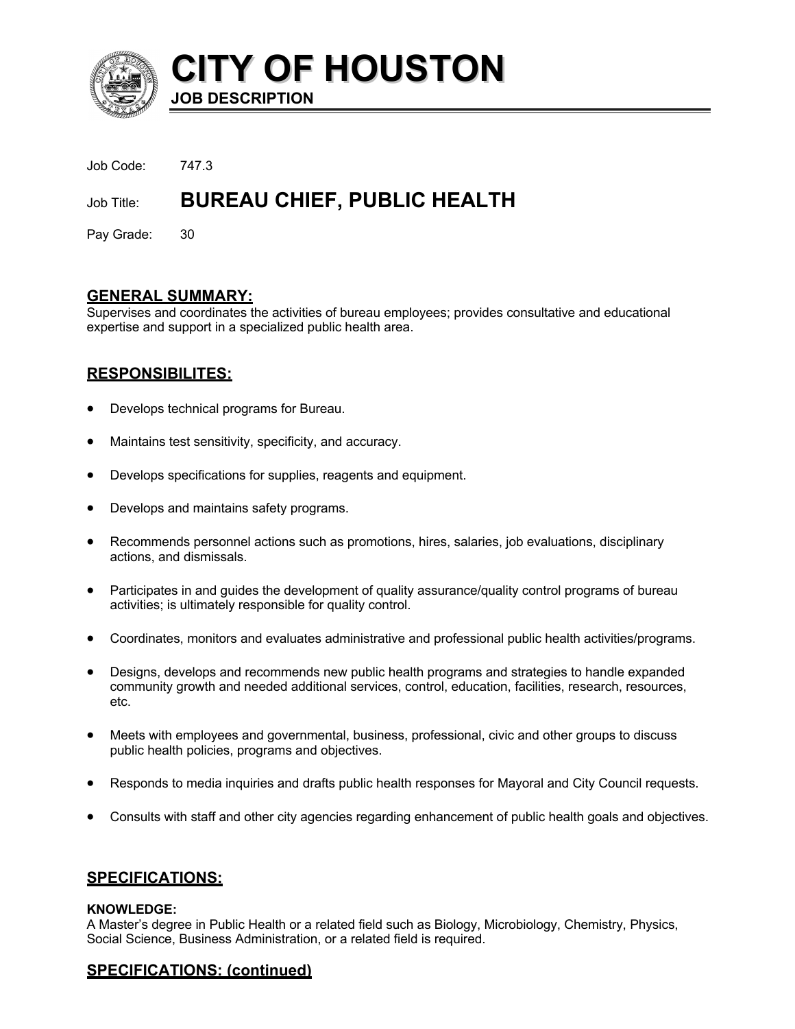# CITY OF HOUSTON

## JOB DESCRIPTION

Job Code: 747.3

Job Title: **BUREAU CHIEF, PUBLIC HEALTH**

Pay Grade: 30

## GENERAL SUMMARY:

Supervises and coordinates the activities of bureau employees; provides consultative and educational expertise and support in a specialized public health area.

## RESPONSIBILITES:

- Develops technical programs for Bureau.
- Maintains test sensitivity, specificity, and accuracy.
- Develops specifications for supplies, reagents and equipment.
- Develops and maintains safety programs.
- Recommends personnel actions such as promotions, hires, salaries, job evaluations, disciplinary actions, and dismissals.
- Participates in and guides the development of quality assurance/quality control programs of bureau activities; is ultimately responsible for quality control.
- Coordinates, monitors and evaluates administrative and professional public health activities/programs.
- Designs, develops and recommends new public health programs and strategies to handle expanded community growth and needed additional services, control, education, facilities, research, resources, etc.
- Meets with employees and governmental, business, professional, civic and other groups to discuss public health policies, programs and objectives.
- Responds to media inquiries and drafts public health responses for Mayoral and City Council requests.
- Consults with staff and other city agencies regarding enhancement of public health goals and objectives.

## SPECIFICATIONS:

**KNOWLEDGE:**
A Master's degree in Public Health or a related field such as Biology, Microbiology, Chemistry, Physics, Social Science, Business Administration, or a related field is required.

## SPECIFICATIONS: (continued)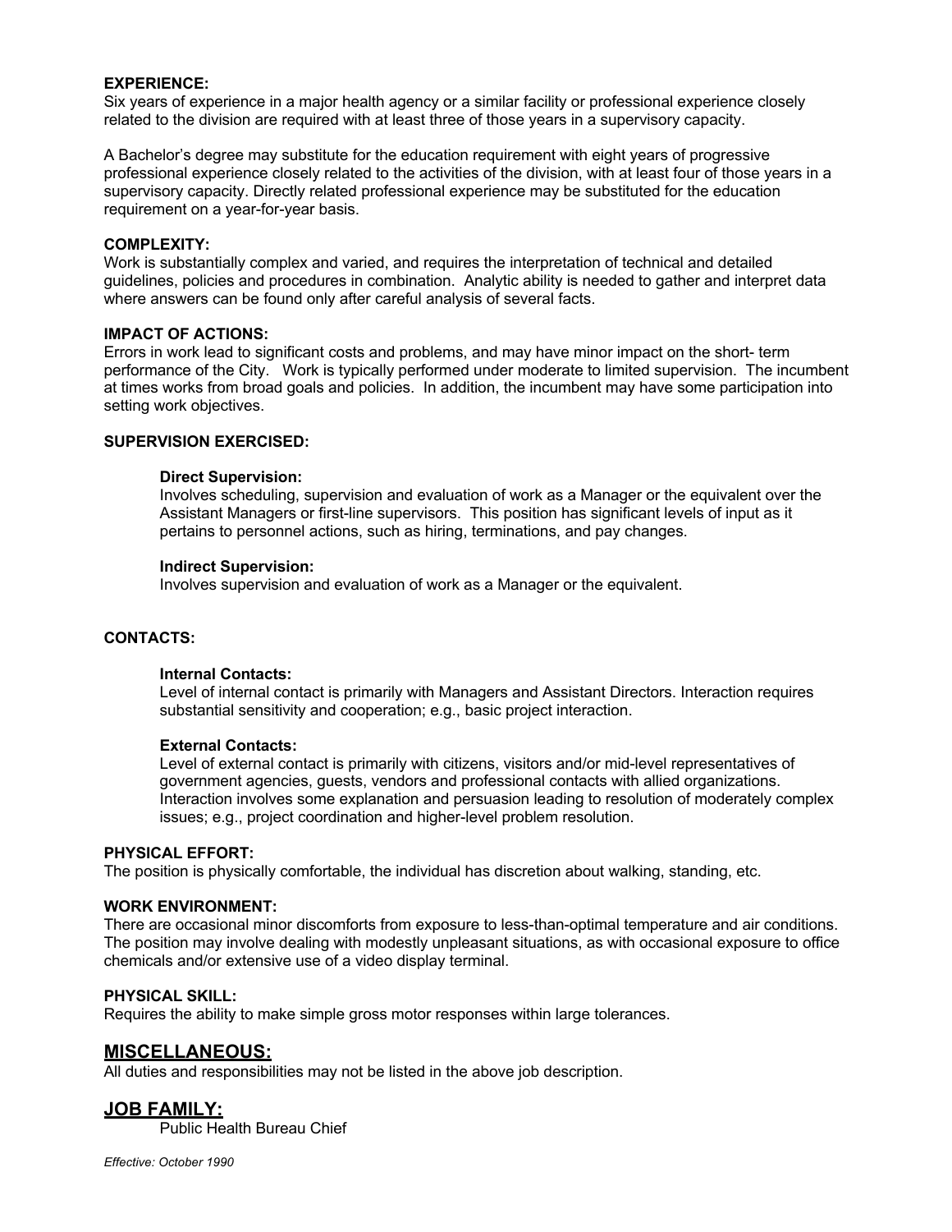**EXPERIENCE:**
Six years of experience in a major health agency or a similar facility or professional experience closely related to the division are required with at least three of those years in a supervisory capacity.

A Bachelor's degree may substitute for the education requirement with eight years of progressive professional experience closely related to the activities of the division, with at least four of those years in a supervisory capacity. Directly related professional experience may be substituted for the education requirement on a year-for-year basis.

**COMPLEXITY:**
Work is substantially complex and varied, and requires the interpretation of technical and detailed guidelines, policies and procedures in combination. Analytic ability is needed to gather and interpret data where answers can be found only after careful analysis of several facts.

**IMPACT OF ACTIONS:**
Errors in work lead to significant costs and problems, and may have minor impact on the short- term performance of the City. Work is typically performed under moderate to limited supervision. The incumbent at times works from broad goals and policies. In addition, the incumbent may have some participation into setting work objectives.

**SUPERVISION EXERCISED:**

**Direct Supervision:**
Involves scheduling, supervision and evaluation of work as a Manager or the equivalent over the Assistant Managers or first-line supervisors. This position has significant levels of input as it pertains to personnel actions, such as hiring, terminations, and pay changes.

**Indirect Supervision:**
Involves supervision and evaluation of work as a Manager or the equivalent.

**CONTACTS:**

**Internal Contacts:**
Level of internal contact is primarily with Managers and Assistant Directors. Interaction requires substantial sensitivity and cooperation; e.g., basic project interaction.

**External Contacts:**
Level of external contact is primarily with citizens, visitors and/or mid-level representatives of government agencies, guests, vendors and professional contacts with allied organizations. Interaction involves some explanation and persuasion leading to resolution of moderately complex issues; e.g., project coordination and higher-level problem resolution.

**PHYSICAL EFFORT:**
The position is physically comfortable, the individual has discretion about walking, standing, etc.

**WORK ENVIRONMENT:**
There are occasional minor discomforts from exposure to less-than-optimal temperature and air conditions. The position may involve dealing with modestly unpleasant situations, as with occasional exposure to office chemicals and/or extensive use of a video display terminal.

**PHYSICAL SKILL:**
Requires the ability to make simple gross motor responses within large tolerances.

## MISCELLANEOUS:

All duties and responsibilities may not be listed in the above job description.

## JOB FAMILY:

Public Health Bureau Chief

*Effective: October 1990*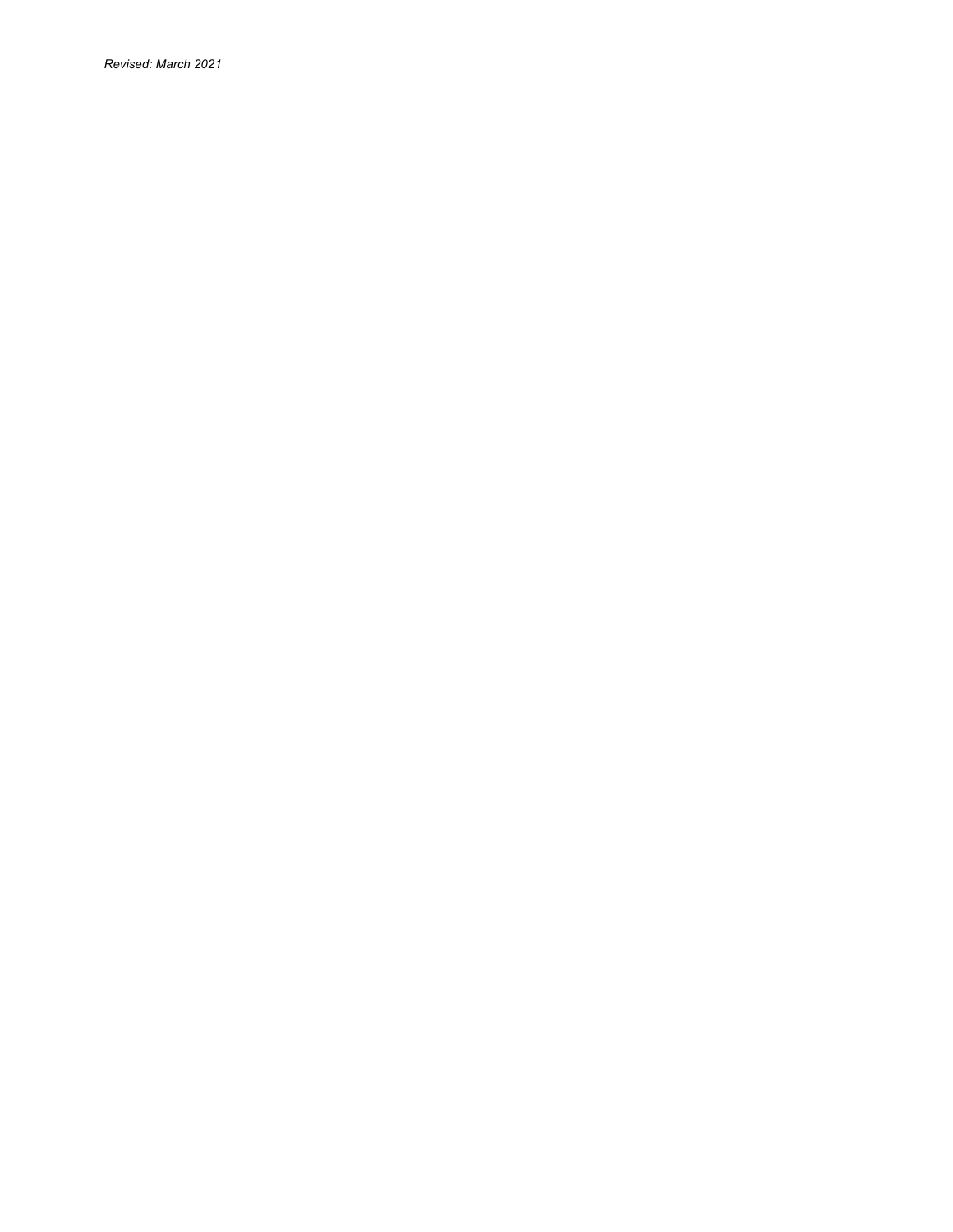*Revised: March 2021*